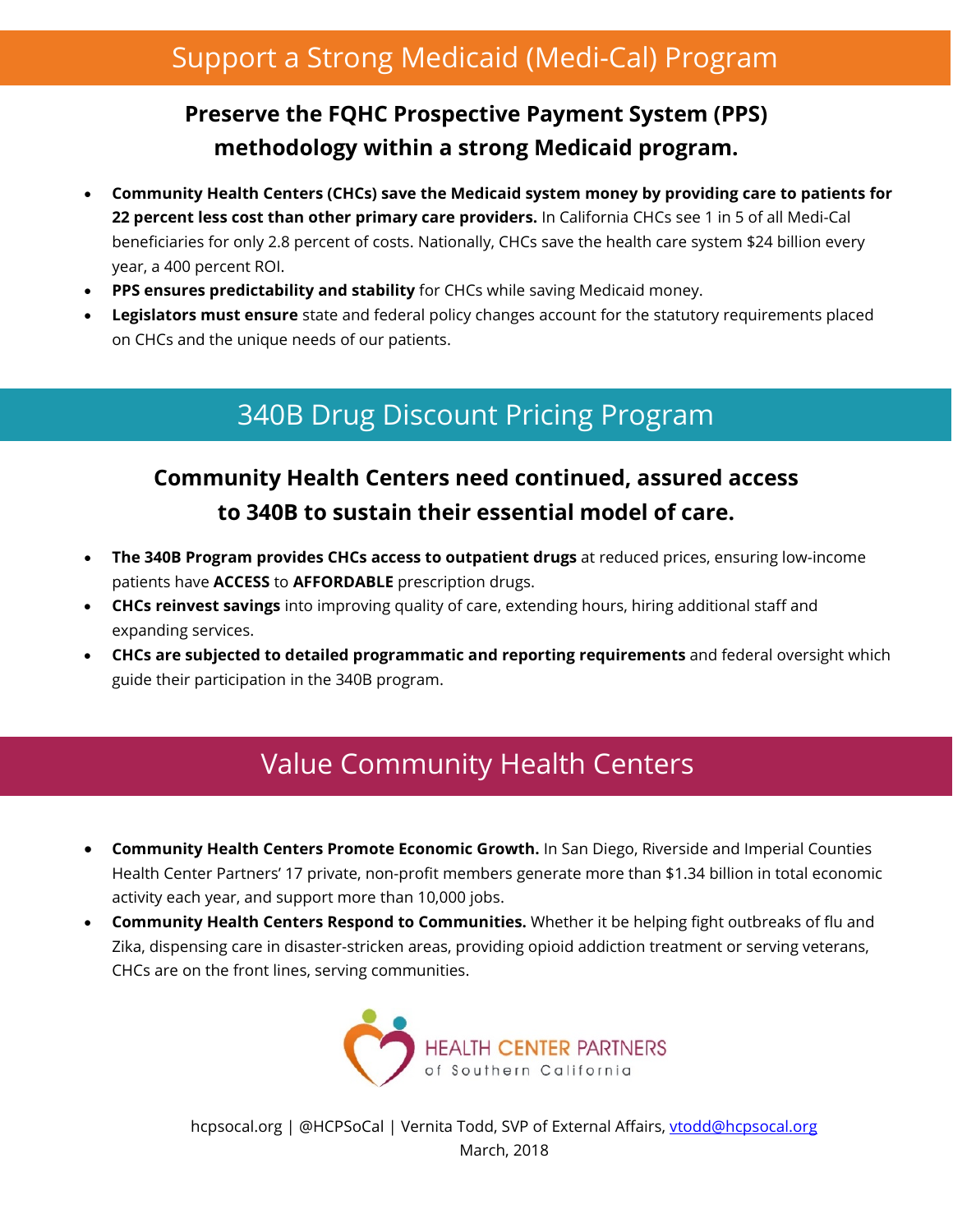# Support a Strong Medicaid (Medi-Cal) Program

### Preserve the FQHC Prospective Payment System (PPS) methodology within a strong Medicaid program.

- **Community Health Centers (CHCs) save the Medicaid system money by providing care to patients for 22 percent less cost than other primary care providers.** In California CHCs see 1 in 5 of all Medi-Cal beneficiaries for only 2.8 percent of costs. Nationally, CHCs save the health care system $24 billion every year, a 400 percent ROI.
- **PPS ensures predictability and stability** for CHCs while saving Medicaid money.
- **Legislators must ensure** state and federal policy changes account for the statutory requirements placed on CHCs and the unique needs of our patients.

# 340B Drug Discount Pricing Program

### Community Health Centers need continued, assured access to 340B to sustain their essential model of care.

- **The 340B Program provides CHCs access to outpatient drugs** at reduced prices, ensuring low-income patients have **ACCESS** to **AFFORDABLE** prescription drugs.
- **CHCs reinvest savings** into improving quality of care, extending hours, hiring additional staff and expanding services.
- **CHCs are subjected to detailed programmatic and reporting requirements** and federal oversight which guide their participation in the 340B program.

# Value Community Health Centers

- **Community Health Centers Promote Economic Growth.** In San Diego, Riverside and Imperial Counties Health Center Partners' 17 private, non-profit members generate more than $1.34 billion in total economic activity each year, and support more than 10,000 jobs.
- **Community Health Centers Respond to Communities.** Whether it be helping fight outbreaks of flu and Zika, dispensing care in disaster-stricken areas, providing opioid addiction treatment or serving veterans, CHCs are on the front lines, serving communities.

HEALTH CENTER PARTNERS of Southern California

hcpsocal.org | @HCPSoCal | Vernita Todd, SVP of External Affairs, vtodd@hcpsocal.org
March, 2018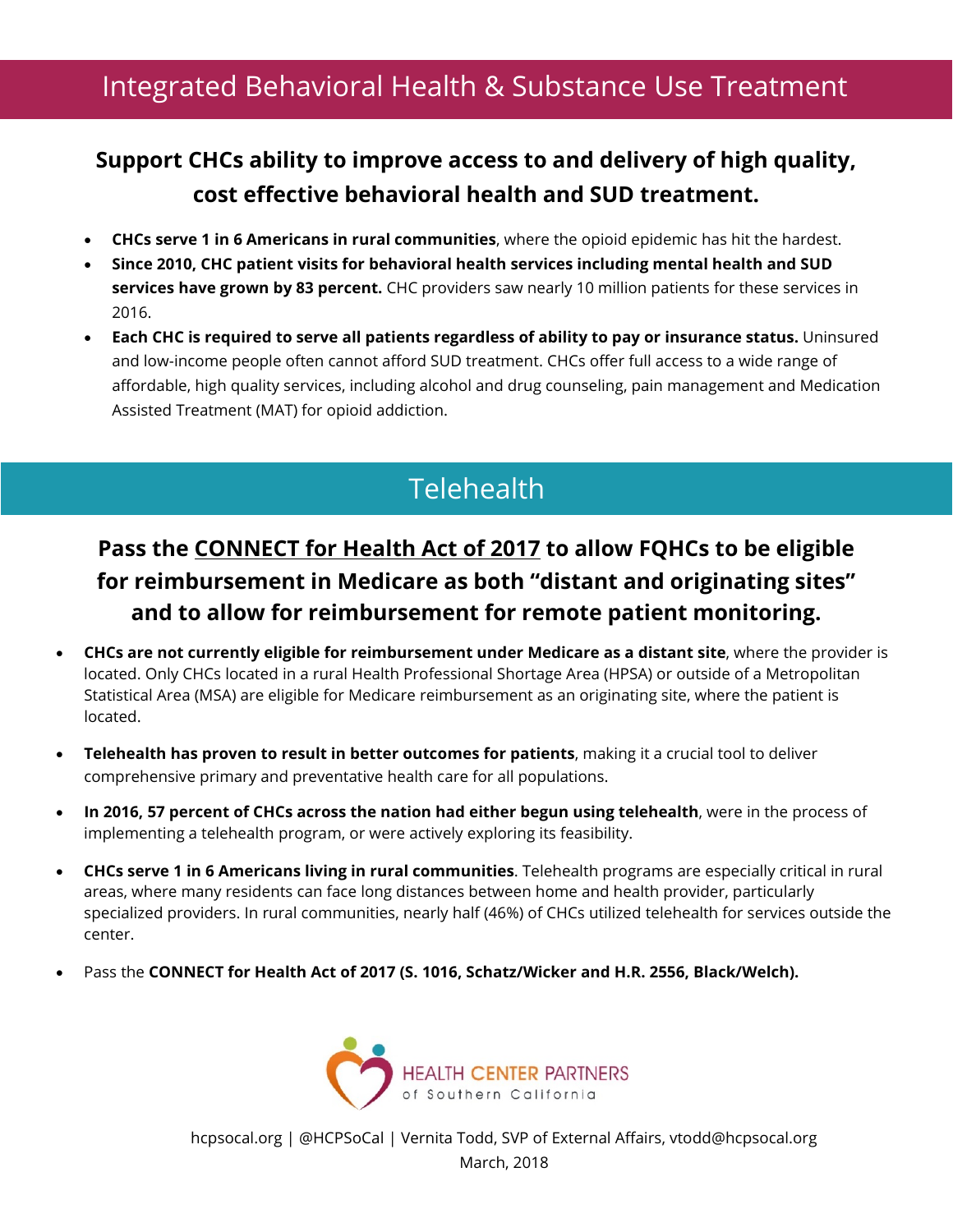## Integrated Behavioral Health & Substance Use Treatment

### Support CHCs ability to improve access to and delivery of high quality, cost effective behavioral health and SUD treatment.

- **CHCs serve 1 in 6 Americans in rural communities**, where the opioid epidemic has hit the hardest.
- **Since 2010, CHC patient visits for behavioral health services including mental health and SUD services have grown by 83 percent.** CHC providers saw nearly 10 million patients for these services in 2016.
- **Each CHC is required to serve all patients regardless of ability to pay or insurance status.** Uninsured and low-income people often cannot afford SUD treatment. CHCs offer full access to a wide range of affordable, high quality services, including alcohol and drug counseling, pain management and Medication Assisted Treatment (MAT) for opioid addiction.

## Telehealth

### Pass the CONNECT for Health Act of 2017 to allow FQHCs to be eligible for reimbursement in Medicare as both "distant and originating sites" and to allow for reimbursement for remote patient monitoring.

- **CHCs are not currently eligible for reimbursement under Medicare as a distant site**, where the provider is located. Only CHCs located in a rural Health Professional Shortage Area (HPSA) or outside of a Metropolitan Statistical Area (MSA) are eligible for Medicare reimbursement as an originating site, where the patient is located.
- **Telehealth has proven to result in better outcomes for patients**, making it a crucial tool to deliver comprehensive primary and preventative health care for all populations.
- **In 2016, 57 percent of CHCs across the nation had either begun using telehealth**, were in the process of implementing a telehealth program, or were actively exploring its feasibility.
- **CHCs serve 1 in 6 Americans living in rural communities**. Telehealth programs are especially critical in rural areas, where many residents can face long distances between home and health provider, particularly specialized providers. In rural communities, nearly half (46%) of CHCs utilized telehealth for services outside the center.
- Pass the **CONNECT for Health Act of 2017 (S. 1016, Schatz/Wicker and H.R. 2556, Black/Welch).**

HEALTH CENTER PARTNERS of Southern California

hcpsocal.org | @HCPSoCal | Vernita Todd, SVP of External Affairs, vtodd@hcpsocal.org
March, 2018